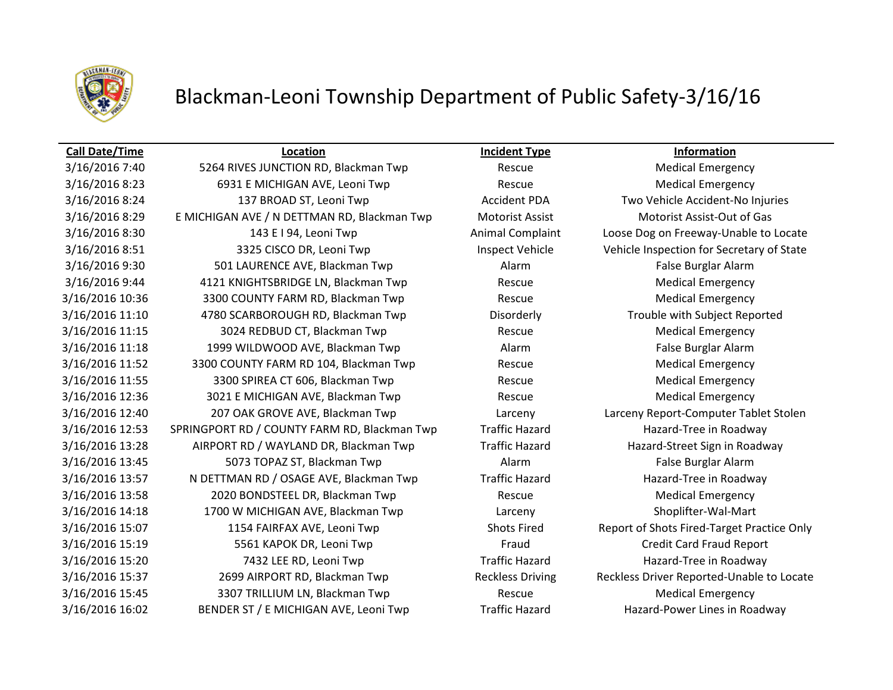# Blackman-Leoni Township Department of Public Safety-3/16/16

| Call Date/Time | Location | Incident Type | Information |
|---|---|---|---|
| 3/16/2016 7:40 | 5264 RIVES JUNCTION RD, Blackman Twp | Rescue | Medical Emergency |
| 3/16/2016 8:23 | 6931 E MICHIGAN AVE, Leoni Twp | Rescue | Medical Emergency |
| 3/16/2016 8:24 | 137 BROAD ST, Leoni Twp | Accident PDA | Two Vehicle Accident-No Injuries |
| 3/16/2016 8:29 | E MICHIGAN AVE / N DETTMAN RD, Blackman Twp | Motorist Assist | Motorist Assist-Out of Gas |
| 3/16/2016 8:30 | 143 E I 94, Leoni Twp | Animal Complaint | Loose Dog on Freeway-Unable to Locate |
| 3/16/2016 8:51 | 3325 CISCO DR, Leoni Twp | Inspect Vehicle | Vehicle Inspection for Secretary of State |
| 3/16/2016 9:30 | 501 LAURENCE AVE, Blackman Twp | Alarm | False Burglar Alarm |
| 3/16/2016 9:44 | 4121 KNIGHTSBRIDGE LN, Blackman Twp | Rescue | Medical Emergency |
| 3/16/2016 10:36 | 3300 COUNTY FARM RD, Blackman Twp | Rescue | Medical Emergency |
| 3/16/2016 11:10 | 4780 SCARBOROUGH RD, Blackman Twp | Disorderly | Trouble with Subject Reported |
| 3/16/2016 11:15 | 3024 REDBUD CT, Blackman Twp | Rescue | Medical Emergency |
| 3/16/2016 11:18 | 1999 WILDWOOD AVE, Blackman Twp | Alarm | False Burglar Alarm |
| 3/16/2016 11:52 | 3300 COUNTY FARM RD 104, Blackman Twp | Rescue | Medical Emergency |
| 3/16/2016 11:55 | 3300 SPIREA CT 606, Blackman Twp | Rescue | Medical Emergency |
| 3/16/2016 12:36 | 3021 E MICHIGAN AVE, Blackman Twp | Rescue | Medical Emergency |
| 3/16/2016 12:40 | 207 OAK GROVE AVE, Blackman Twp | Larceny | Larceny Report-Computer Tablet Stolen |
| 3/16/2016 12:53 | SPRINGPORT RD / COUNTY FARM RD, Blackman Twp | Traffic Hazard | Hazard-Tree in Roadway |
| 3/16/2016 13:28 | AIRPORT RD / WAYLAND DR, Blackman Twp | Traffic Hazard | Hazard-Street Sign in Roadway |
| 3/16/2016 13:45 | 5073 TOPAZ ST, Blackman Twp | Alarm | False Burglar Alarm |
| 3/16/2016 13:57 | N DETTMAN RD / OSAGE AVE, Blackman Twp | Traffic Hazard | Hazard-Tree in Roadway |
| 3/16/2016 13:58 | 2020 BONDSTEEL DR, Blackman Twp | Rescue | Medical Emergency |
| 3/16/2016 14:18 | 1700 W MICHIGAN AVE, Blackman Twp | Larceny | Shoplifter-Wal-Mart |
| 3/16/2016 15:07 | 1154 FAIRFAX AVE, Leoni Twp | Shots Fired | Report of Shots Fired-Target Practice Only |
| 3/16/2016 15:19 | 5561 KAPOK DR, Leoni Twp | Fraud | Credit Card Fraud Report |
| 3/16/2016 15:20 | 7432 LEE RD, Leoni Twp | Traffic Hazard | Hazard-Tree in Roadway |
| 3/16/2016 15:37 | 2699 AIRPORT RD, Blackman Twp | Reckless Driving | Reckless Driver Reported-Unable to Locate |
| 3/16/2016 15:45 | 3307 TRILLIUM LN, Blackman Twp | Rescue | Medical Emergency |
| 3/16/2016 16:02 | BENDER ST / E MICHIGAN AVE, Leoni Twp | Traffic Hazard | Hazard-Power Lines in Roadway |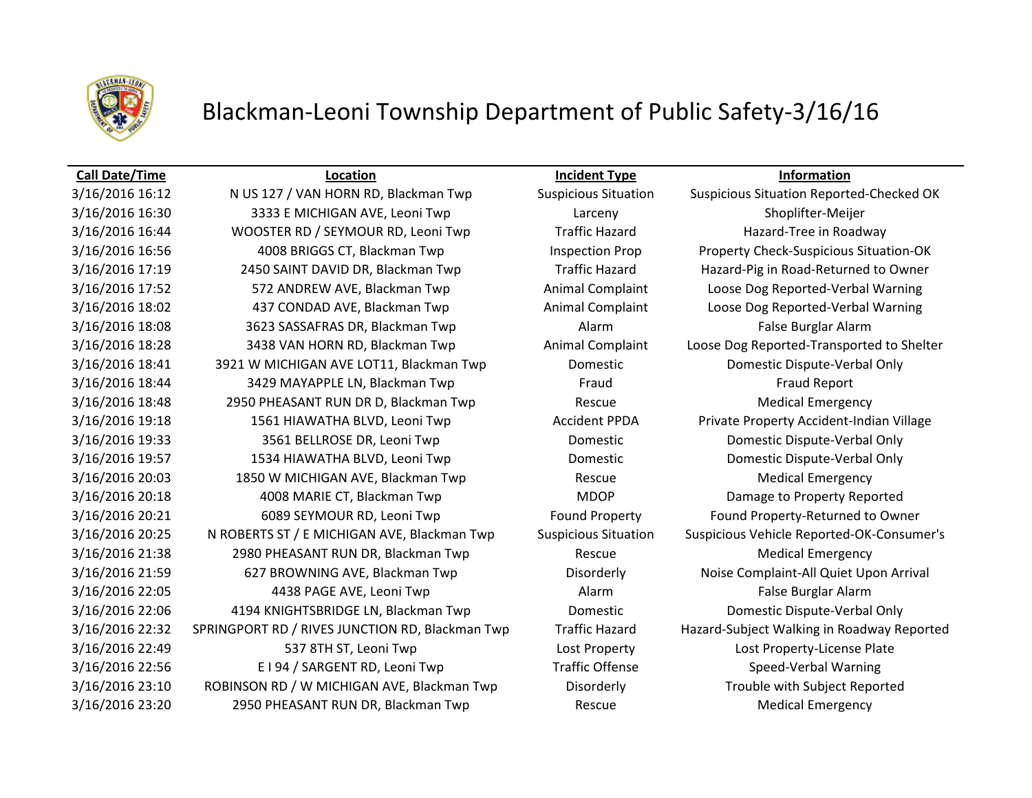# Blackman-Leoni Township Department of Public Safety-3/16/16

| Call Date/Time | Location | Incident Type | Information |
|---|---|---|---|
| 3/16/2016 16:12 | N US 127 / VAN HORN RD, Blackman Twp | Suspicious Situation | Suspicious Situation Reported-Checked OK |
| 3/16/2016 16:30 | 3333 E MICHIGAN AVE, Leoni Twp | Larceny | Shoplifter-Meijer |
| 3/16/2016 16:44 | WOOSTER RD / SEYMOUR RD, Leoni Twp | Traffic Hazard | Hazard-Tree in Roadway |
| 3/16/2016 16:56 | 4008 BRIGGS CT, Blackman Twp | Inspection Prop | Property Check-Suspicious Situation-OK |
| 3/16/2016 17:19 | 2450 SAINT DAVID DR, Blackman Twp | Traffic Hazard | Hazard-Pig in Road-Returned to Owner |
| 3/16/2016 17:52 | 572 ANDREW AVE, Blackman Twp | Animal Complaint | Loose Dog Reported-Verbal Warning |
| 3/16/2016 18:02 | 437 CONDAD AVE, Blackman Twp | Animal Complaint | Loose Dog Reported-Verbal Warning |
| 3/16/2016 18:08 | 3623 SASSAFRAS DR, Blackman Twp | Alarm | False Burglar Alarm |
| 3/16/2016 18:28 | 3438 VAN HORN RD, Blackman Twp | Animal Complaint | Loose Dog Reported-Transported to Shelter |
| 3/16/2016 18:41 | 3921 W MICHIGAN AVE LOT11, Blackman Twp | Domestic | Domestic Dispute-Verbal Only |
| 3/16/2016 18:44 | 3429 MAYAPPLE LN, Blackman Twp | Fraud | Fraud Report |
| 3/16/2016 18:48 | 2950 PHEASANT RUN DR D, Blackman Twp | Rescue | Medical Emergency |
| 3/16/2016 19:18 | 1561 HIAWATHA BLVD, Leoni Twp | Accident PPDA | Private Property Accident-Indian Village |
| 3/16/2016 19:33 | 3561 BELLROSE DR, Leoni Twp | Domestic | Domestic Dispute-Verbal Only |
| 3/16/2016 19:57 | 1534 HIAWATHA BLVD, Leoni Twp | Domestic | Domestic Dispute-Verbal Only |
| 3/16/2016 20:03 | 1850 W MICHIGAN AVE, Blackman Twp | Rescue | Medical Emergency |
| 3/16/2016 20:18 | 4008 MARIE CT, Blackman Twp | MDOP | Damage to Property Reported |
| 3/16/2016 20:21 | 6089 SEYMOUR RD, Leoni Twp | Found Property | Found Property-Returned to Owner |
| 3/16/2016 20:25 | N ROBERTS ST / E MICHIGAN AVE, Blackman Twp | Suspicious Situation | Suspicious Vehicle Reported-OK-Consumer's |
| 3/16/2016 21:38 | 2980 PHEASANT RUN DR, Blackman Twp | Rescue | Medical Emergency |
| 3/16/2016 21:59 | 627 BROWNING AVE, Blackman Twp | Disorderly | Noise Complaint-All Quiet Upon Arrival |
| 3/16/2016 22:05 | 4438 PAGE AVE, Leoni Twp | Alarm | False Burglar Alarm |
| 3/16/2016 22:06 | 4194 KNIGHTSBRIDGE LN, Blackman Twp | Domestic | Domestic Dispute-Verbal Only |
| 3/16/2016 22:32 | SPRINGPORT RD / RIVES JUNCTION RD, Blackman Twp | Traffic Hazard | Hazard-Subject Walking in Roadway Reported |
| 3/16/2016 22:49 | 537 8TH ST, Leoni Twp | Lost Property | Lost Property-License Plate |
| 3/16/2016 22:56 | E I 94 / SARGENT RD, Leoni Twp | Traffic Offense | Speed-Verbal Warning |
| 3/16/2016 23:10 | ROBINSON RD / W MICHIGAN AVE, Blackman Twp | Disorderly | Trouble with Subject Reported |
| 3/16/2016 23:20 | 2950 PHEASANT RUN DR, Blackman Twp | Rescue | Medical Emergency |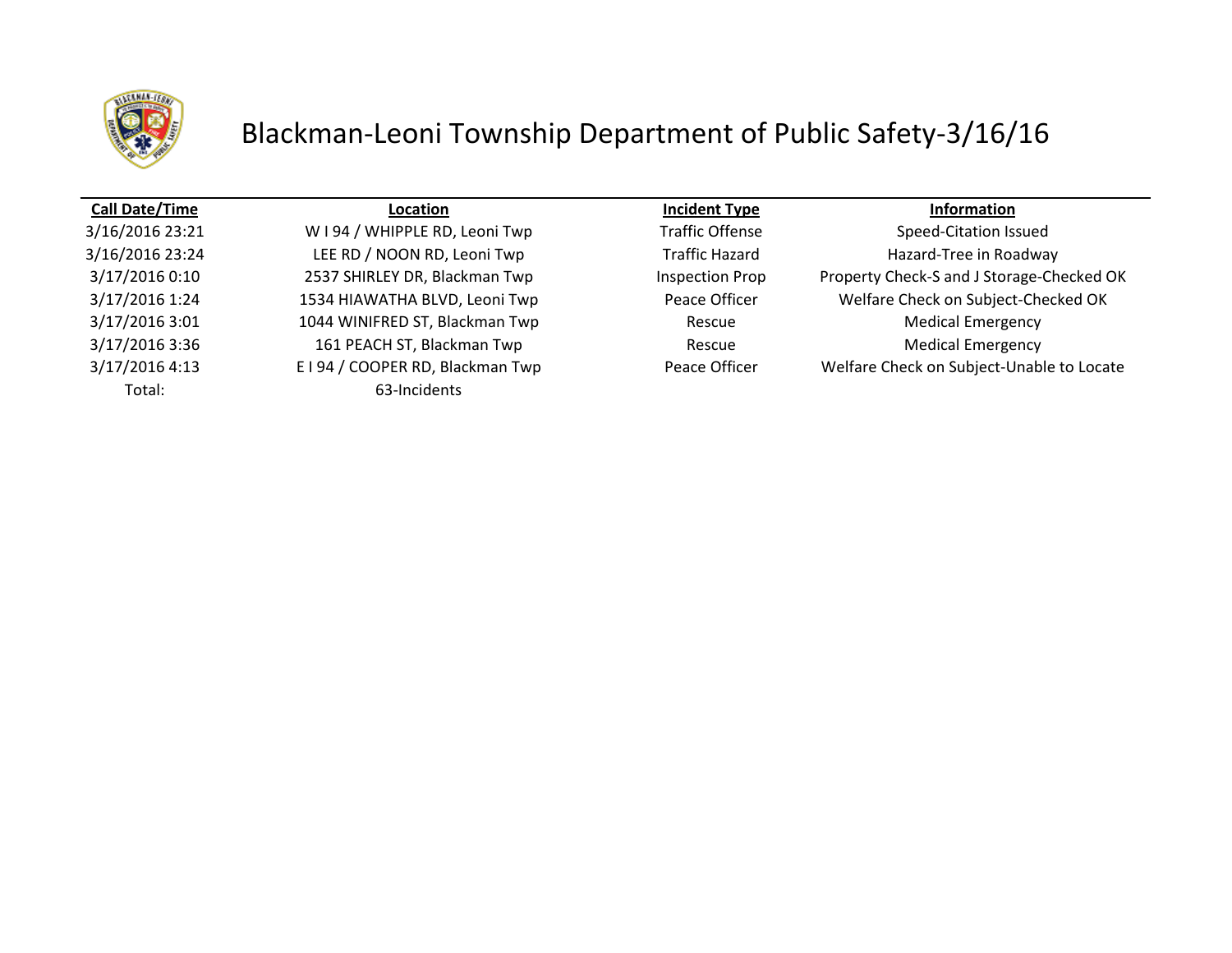# Blackman-Leoni Township Department of Public Safety-3/16/16

| Call Date/Time | Location | Incident Type | Information |
|---|---|---|---|
| 3/16/2016 23:21 | W I 94 / WHIPPLE RD, Leoni Twp | Traffic Offense | Speed-Citation Issued |
| 3/16/2016 23:24 | LEE RD / NOON RD, Leoni Twp | Traffic Hazard | Hazard-Tree in Roadway |
| 3/17/2016 0:10 | 2537 SHIRLEY DR, Blackman Twp | Inspection Prop | Property Check-S and J Storage-Checked OK |
| 3/17/2016 1:24 | 1534 HIAWATHA BLVD, Leoni Twp | Peace Officer | Welfare Check on Subject-Checked OK |
| 3/17/2016 3:01 | 1044 WINIFRED ST, Blackman Twp | Rescue | Medical Emergency |
| 3/17/2016 3:36 | 161 PEACH ST, Blackman Twp | Rescue | Medical Emergency |
| 3/17/2016 4:13 | E I 94 / COOPER RD, Blackman Twp | Peace Officer | Welfare Check on Subject-Unable to Locate |
| Total: | 63-Incidents | | |